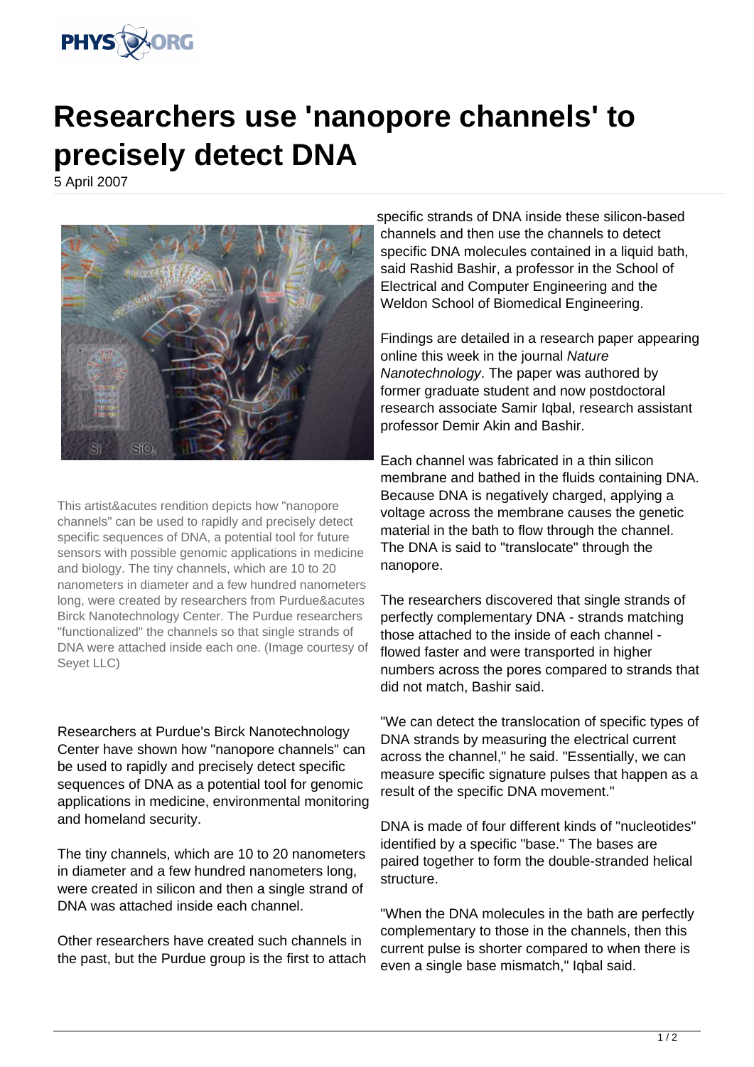# Researchers use 'nanopore channels' to precisely detect DNA

5 April 2007

This artist&acutes rendition depicts how "nanopore channels" can be used to rapidly and precisely detect specific sequences of DNA, a potential tool for future sensors with possible genomic applications in medicine and biology. The tiny channels, which are 10 to 20 nanometers in diameter and a few hundred nanometers long, were created by researchers from Purdue&acutes Birck Nanotechnology Center. The Purdue researchers "functionalized" the channels so that single strands of DNA were attached inside each one. (Image courtesy of Seyet LLC)

Researchers at Purdue's Birck Nanotechnology Center have shown how "nanopore channels" can be used to rapidly and precisely detect specific sequences of DNA as a potential tool for genomic applications in medicine, environmental monitoring and homeland security.

The tiny channels, which are 10 to 20 nanometers in diameter and a few hundred nanometers long, were created in silicon and then a single strand of DNA was attached inside each channel.

Other researchers have created such channels in the past, but the Purdue group is the first to attach specific strands of DNA inside these silicon-based channels and then use the channels to detect specific DNA molecules contained in a liquid bath, said Rashid Bashir, a professor in the School of Electrical and Computer Engineering and the Weldon School of Biomedical Engineering.

Findings are detailed in a research paper appearing online this week in the journal *Nature Nanotechnology*. The paper was authored by former graduate student and now postdoctoral research associate Samir Iqbal, research assistant professor Demir Akin and Bashir.

Each channel was fabricated in a thin silicon membrane and bathed in the fluids containing DNA. Because DNA is negatively charged, applying a voltage across the membrane causes the genetic material in the bath to flow through the channel. The DNA is said to "translocate" through the nanopore.

The researchers discovered that single strands of perfectly complementary DNA - strands matching those attached to the inside of each channel - flowed faster and were transported in higher numbers across the pores compared to strands that did not match, Bashir said.

"We can detect the translocation of specific types of DNA strands by measuring the electrical current across the channel," he said. "Essentially, we can measure specific signature pulses that happen as a result of the specific DNA movement."

DNA is made of four different kinds of "nucleotides" identified by a specific "base." The bases are paired together to form the double-stranded helical structure.

"When the DNA molecules in the bath are perfectly complementary to those in the channels, then this current pulse is shorter compared to when there is even a single base mismatch," Iqbal said.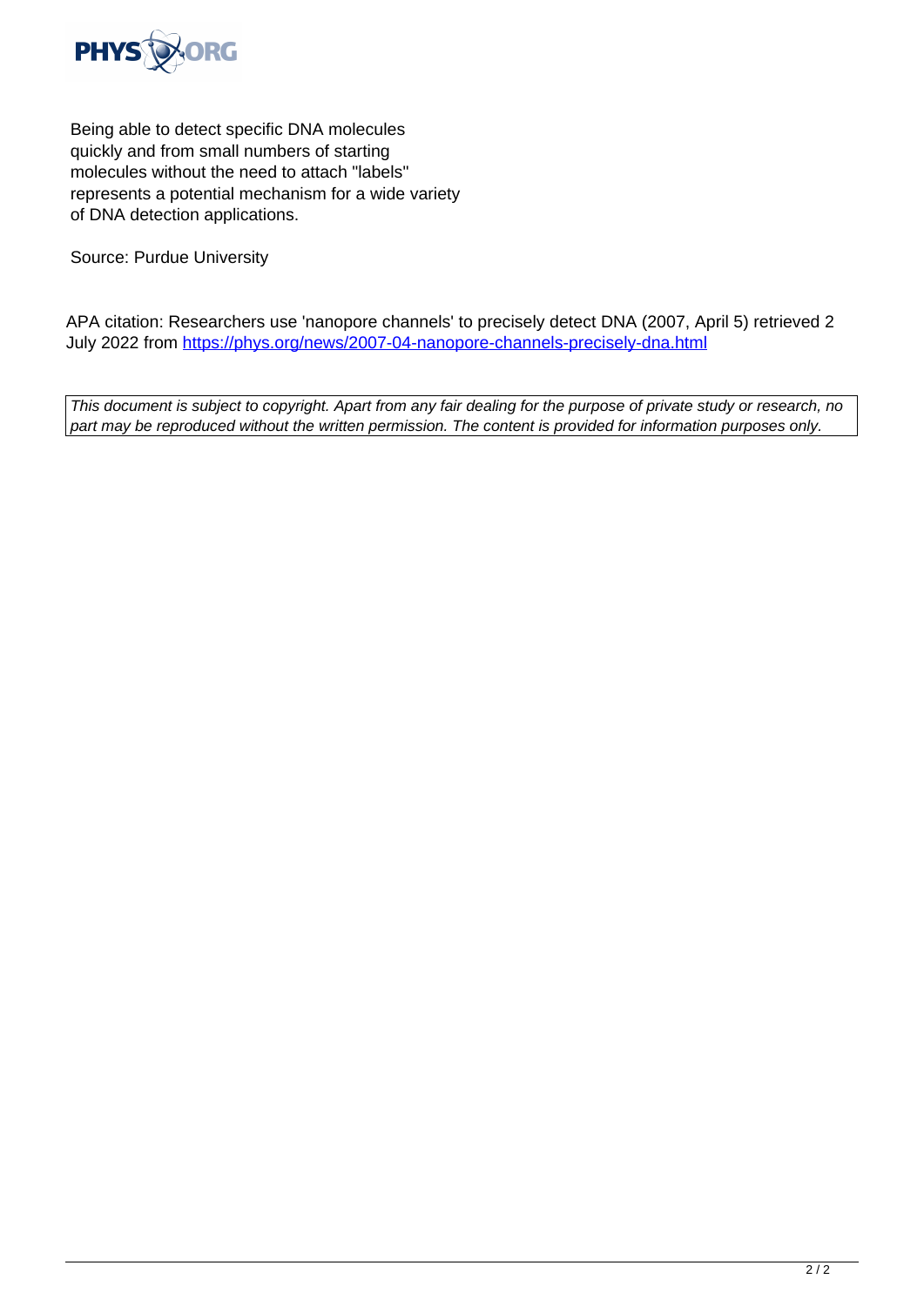Being able to detect specific DNA molecules quickly and from small numbers of starting molecules without the need to attach "labels" represents a potential mechanism for a wide variety of DNA detection applications.

Source: Purdue University

APA citation: Researchers use 'nanopore channels' to precisely detect DNA (2007, April 5) retrieved 2 July 2022 from https://phys.org/news/2007-04-nanopore-channels-precisely-dna.html

*This document is subject to copyright. Apart from any fair dealing for the purpose of private study or research, no part may be reproduced without the written permission. The content is provided for information purposes only.*